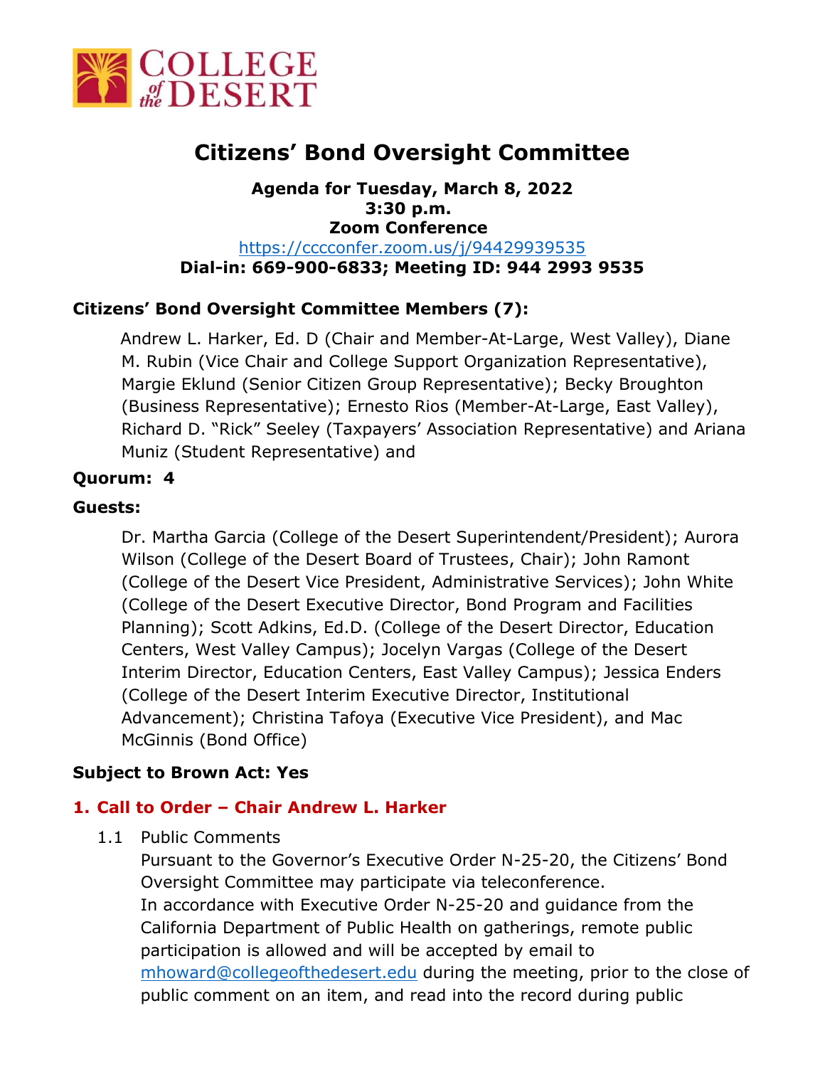# Citizens' Bond Oversight Committee

**Agenda for Tuesday, March 8, 2022**
**3:30 p.m.**
**Zoom Conference**
https://cccconfer.zoom.us/j/94429939535
**Dial-in: 669-900-6833; Meeting ID: 944 2993 9535**

## Citizens' Bond Oversight Committee Members (7):

Andrew L. Harker, Ed. D (Chair and Member-At-Large, West Valley), Diane M. Rubin (Vice Chair and College Support Organization Representative), Margie Eklund (Senior Citizen Group Representative); Becky Broughton (Business Representative); Ernesto Rios (Member-At-Large, East Valley), Richard D. "Rick" Seeley (Taxpayers' Association Representative) and Ariana Muniz (Student Representative) and

**Quorum: 4**

**Guests:**

Dr. Martha Garcia (College of the Desert Superintendent/President); Aurora Wilson (College of the Desert Board of Trustees, Chair); John Ramont (College of the Desert Vice President, Administrative Services); John White (College of the Desert Executive Director, Bond Program and Facilities Planning); Scott Adkins, Ed.D. (College of the Desert Director, Education Centers, West Valley Campus); Jocelyn Vargas (College of the Desert Interim Director, Education Centers, East Valley Campus); Jessica Enders (College of the Desert Interim Executive Director, Institutional Advancement); Christina Tafoya (Executive Vice President), and Mac McGinnis (Bond Office)

**Subject to Brown Act: Yes**

## 1. Call to Order – Chair Andrew L. Harker

1.1 Public Comments
Pursuant to the Governor's Executive Order N-25-20, the Citizens' Bond Oversight Committee may participate via teleconference.
In accordance with Executive Order N-25-20 and guidance from the California Department of Public Health on gatherings, remote public participation is allowed and will be accepted by email to mhoward@collegeofthedesert.edu during the meeting, prior to the close of public comment on an item, and read into the record during public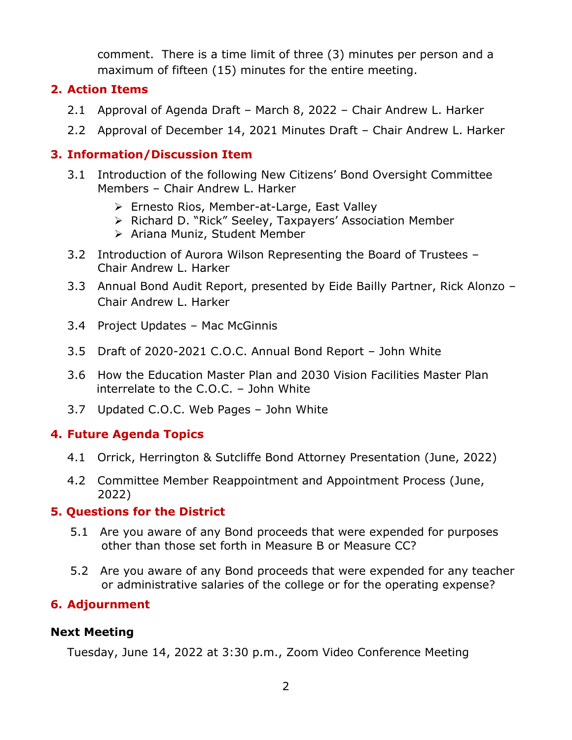comment. There is a time limit of three (3) minutes per person and a maximum of fifteen (15) minutes for the entire meeting.

## 2. Action Items

2.1 Approval of Agenda Draft – March 8, 2022 – Chair Andrew L. Harker

2.2 Approval of December 14, 2021 Minutes Draft – Chair Andrew L. Harker

## 3. Information/Discussion Item

3.1 Introduction of the following New Citizens' Bond Oversight Committee Members – Chair Andrew L. Harker

- Ernesto Rios, Member-at-Large, East Valley
- Richard D. "Rick" Seeley, Taxpayers' Association Member
- Ariana Muniz, Student Member

3.2 Introduction of Aurora Wilson Representing the Board of Trustees – Chair Andrew L. Harker

3.3 Annual Bond Audit Report, presented by Eide Bailly Partner, Rick Alonzo – Chair Andrew L. Harker

3.4 Project Updates – Mac McGinnis

3.5 Draft of 2020-2021 C.O.C. Annual Bond Report – John White

3.6 How the Education Master Plan and 2030 Vision Facilities Master Plan interrelate to the C.O.C. – John White

3.7 Updated C.O.C. Web Pages – John White

## 4. Future Agenda Topics

4.1 Orrick, Herrington & Sutcliffe Bond Attorney Presentation (June, 2022)

4.2 Committee Member Reappointment and Appointment Process (June, 2022)

## 5. Questions for the District

5.1 Are you aware of any Bond proceeds that were expended for purposes other than those set forth in Measure B or Measure CC?

5.2 Are you aware of any Bond proceeds that were expended for any teacher or administrative salaries of the college or for the operating expense?

## 6. Adjournment

**Next Meeting**

Tuesday, June 14, 2022 at 3:30 p.m., Zoom Video Conference Meeting